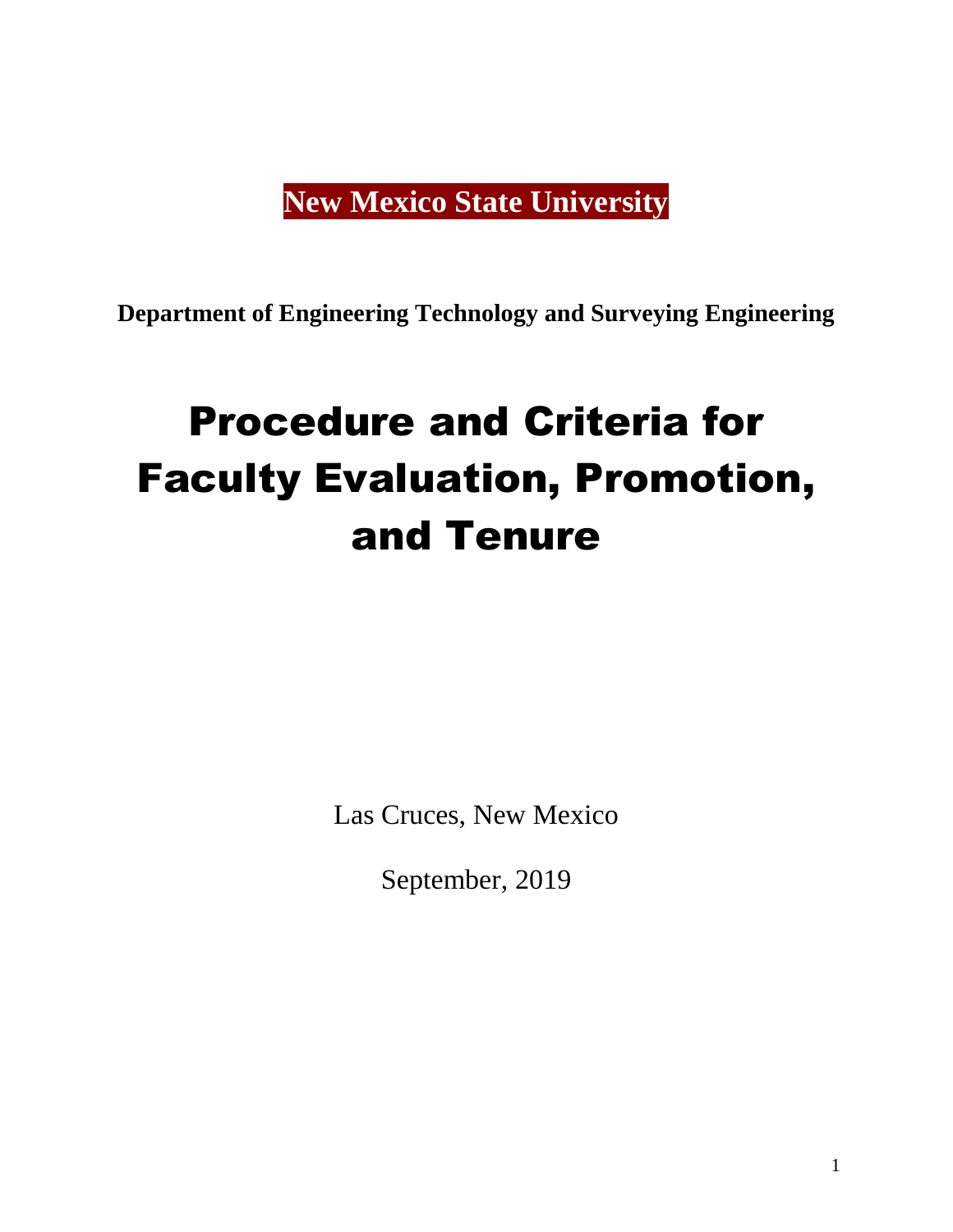**New Mexico State University**

**Department of Engineering Technology and Surveying Engineering**

# Procedure and Criteria for Faculty Evaluation, Promotion, and Tenure

Las Cruces, New Mexico

September, 2019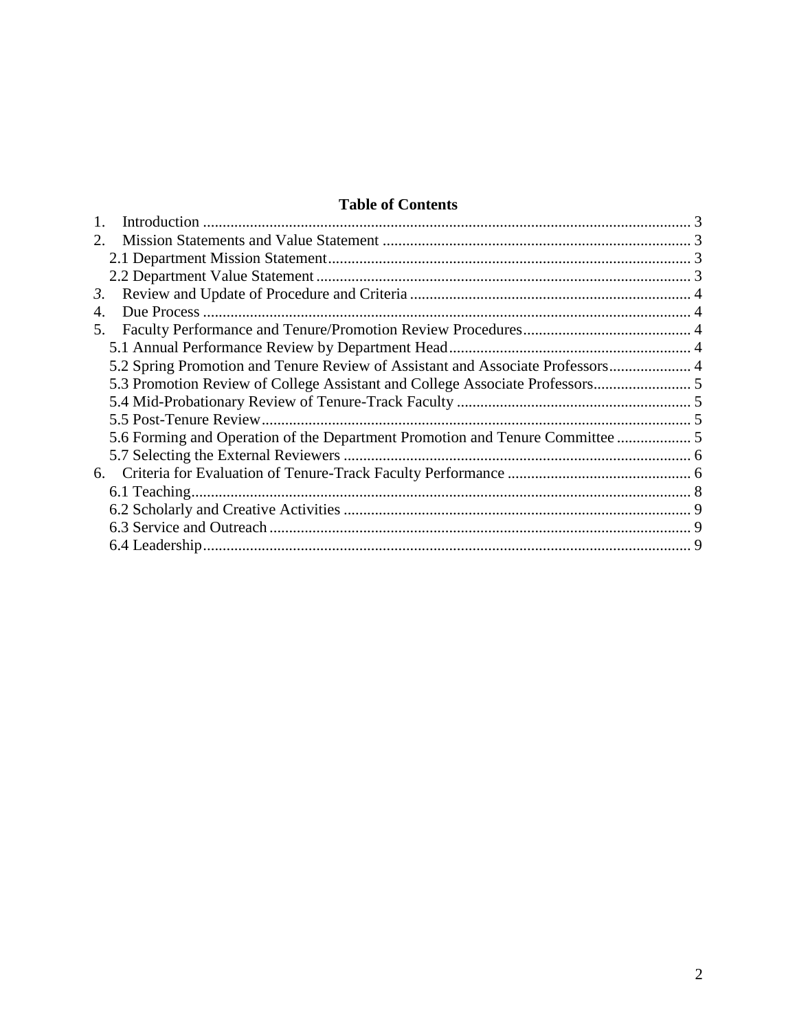**Table of Contents**

1. Introduction ........................................................................................................................ 3
2. Mission Statements and Value Statement ............................................................................ 3
   - 2.1 Department Mission Statement .................................................................................... 3
   - 2.2 Department Value Statement ...................................................................................... 3
3. Review and Update of Procedure and Criteria ..................................................................... 4
4. Due Process ......................................................................................................................... 4
5. Faculty Performance and Tenure/Promotion Review Procedures ......................................... 4
   - 5.1 Annual Performance Review by Department Head ....................................................... 4
   - 5.2 Spring Promotion and Tenure Review of Assistant and Associate Professors ................ 4
   - 5.3 Promotion Review of College Assistant and College Associate Professors .................... 5
   - 5.4 Mid-Probationary Review of Tenure-Track Faculty ....................................................... 5
   - 5.5 Post-Tenure Review ..................................................................................................... 5
   - 5.6 Forming and Operation of the Department Promotion and Tenure Committee .............. 5
   - 5.7 Selecting the External Reviewers ................................................................................ 6
6. Criteria for Evaluation of Tenure-Track Faculty Performance ............................................... 6
   - 6.1 Teaching ..................................................................................................................... 8
   - 6.2 Scholarly and Creative Activities ................................................................................ 9
   - 6.3 Service and Outreach .................................................................................................. 9
   - 6.4 Leadership .................................................................................................................. 9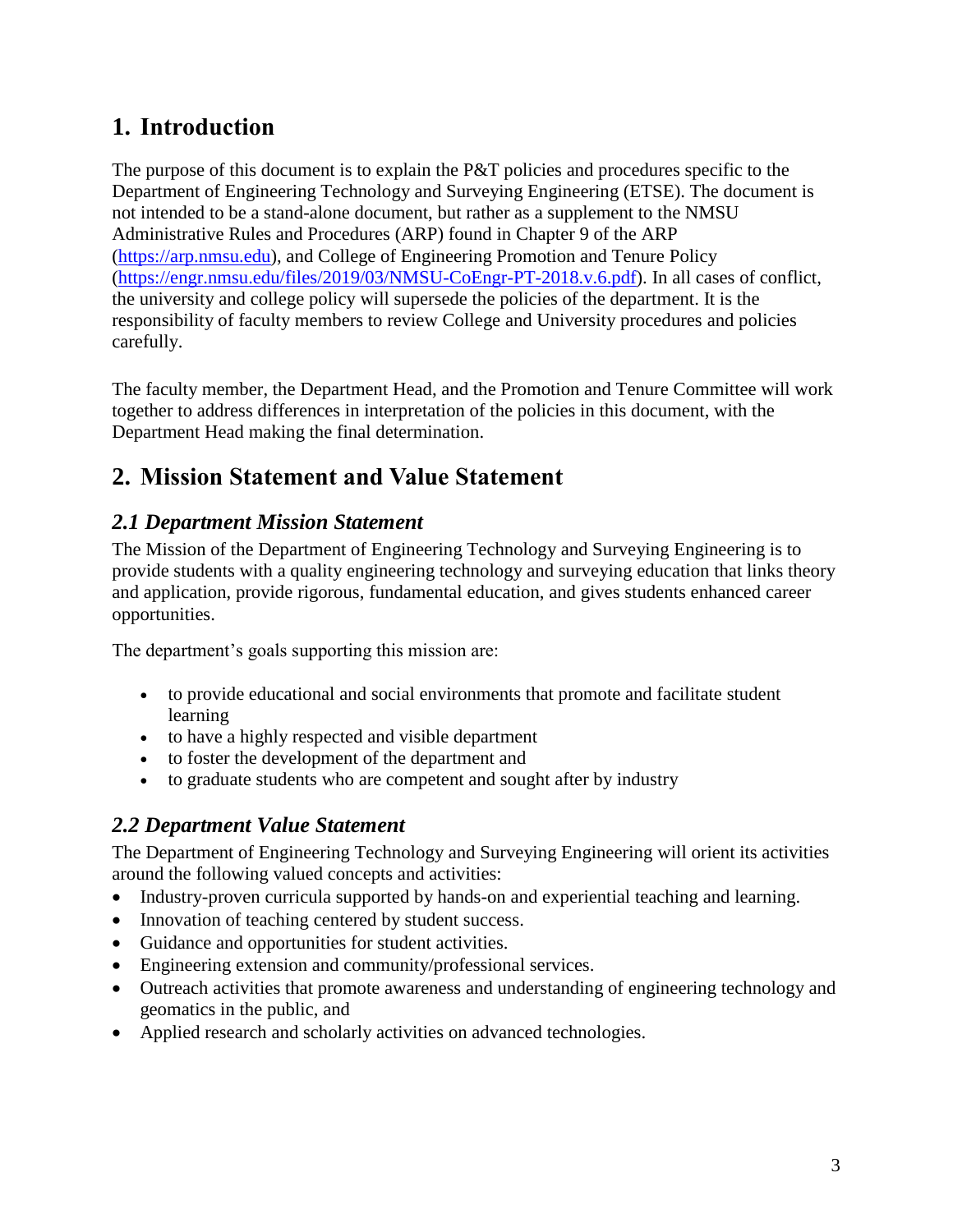# 1. Introduction

The purpose of this document is to explain the P&T policies and procedures specific to the Department of Engineering Technology and Surveying Engineering (ETSE). The document is not intended to be a stand-alone document, but rather as a supplement to the NMSU Administrative Rules and Procedures (ARP) found in Chapter 9 of the ARP (https://arp.nmsu.edu), and College of Engineering Promotion and Tenure Policy (https://engr.nmsu.edu/files/2019/03/NMSU-CoEngr-PT-2018.v.6.pdf). In all cases of conflict, the university and college policy will supersede the policies of the department. It is the responsibility of faculty members to review College and University procedures and policies carefully.

The faculty member, the Department Head, and the Promotion and Tenure Committee will work together to address differences in interpretation of the policies in this document, with the Department Head making the final determination.

# 2. Mission Statement and Value Statement

## *2.1 Department Mission Statement*

The Mission of the Department of Engineering Technology and Surveying Engineering is to provide students with a quality engineering technology and surveying education that links theory and application, provide rigorous, fundamental education, and gives students enhanced career opportunities.

The department's goals supporting this mission are:

- to provide educational and social environments that promote and facilitate student learning
- to have a highly respected and visible department
- to foster the development of the department and
- to graduate students who are competent and sought after by industry

## *2.2 Department Value Statement*

The Department of Engineering Technology and Surveying Engineering will orient its activities around the following valued concepts and activities:

- Industry-proven curricula supported by hands-on and experiential teaching and learning.
- Innovation of teaching centered by student success.
- Guidance and opportunities for student activities.
- Engineering extension and community/professional services.
- Outreach activities that promote awareness and understanding of engineering technology and geomatics in the public, and
- Applied research and scholarly activities on advanced technologies.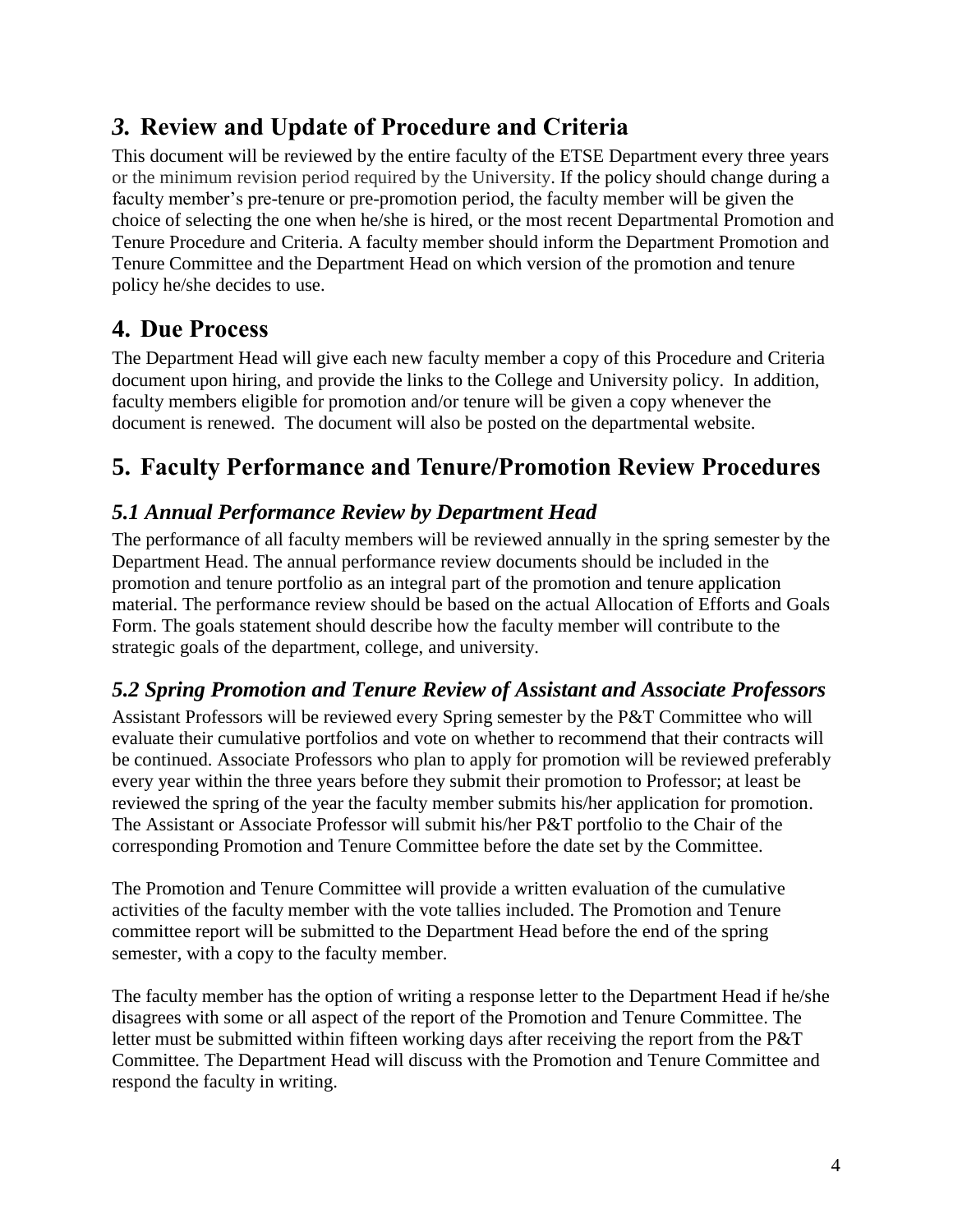## *3.* Review and Update of Procedure and Criteria

This document will be reviewed by the entire faculty of the ETSE Department every three years or the minimum revision period required by the University. If the policy should change during a faculty member's pre-tenure or pre-promotion period, the faculty member will be given the choice of selecting the one when he/she is hired, or the most recent Departmental Promotion and Tenure Procedure and Criteria. A faculty member should inform the Department Promotion and Tenure Committee and the Department Head on which version of the promotion and tenure policy he/she decides to use.

## 4. Due Process

The Department Head will give each new faculty member a copy of this Procedure and Criteria document upon hiring, and provide the links to the College and University policy. In addition, faculty members eligible for promotion and/or tenure will be given a copy whenever the document is renewed. The document will also be posted on the departmental website.

## 5. Faculty Performance and Tenure/Promotion Review Procedures

### *5.1 Annual Performance Review by Department Head*

The performance of all faculty members will be reviewed annually in the spring semester by the Department Head. The annual performance review documents should be included in the promotion and tenure portfolio as an integral part of the promotion and tenure application material. The performance review should be based on the actual Allocation of Efforts and Goals Form. The goals statement should describe how the faculty member will contribute to the strategic goals of the department, college, and university.

### *5.2 Spring Promotion and Tenure Review of Assistant and Associate Professors*

Assistant Professors will be reviewed every Spring semester by the P&T Committee who will evaluate their cumulative portfolios and vote on whether to recommend that their contracts will be continued. Associate Professors who plan to apply for promotion will be reviewed preferably every year within the three years before they submit their promotion to Professor; at least be reviewed the spring of the year the faculty member submits his/her application for promotion. The Assistant or Associate Professor will submit his/her P&T portfolio to the Chair of the corresponding Promotion and Tenure Committee before the date set by the Committee.

The Promotion and Tenure Committee will provide a written evaluation of the cumulative activities of the faculty member with the vote tallies included. The Promotion and Tenure committee report will be submitted to the Department Head before the end of the spring semester, with a copy to the faculty member.

The faculty member has the option of writing a response letter to the Department Head if he/she disagrees with some or all aspect of the report of the Promotion and Tenure Committee. The letter must be submitted within fifteen working days after receiving the report from the P&T Committee. The Department Head will discuss with the Promotion and Tenure Committee and respond the faculty in writing.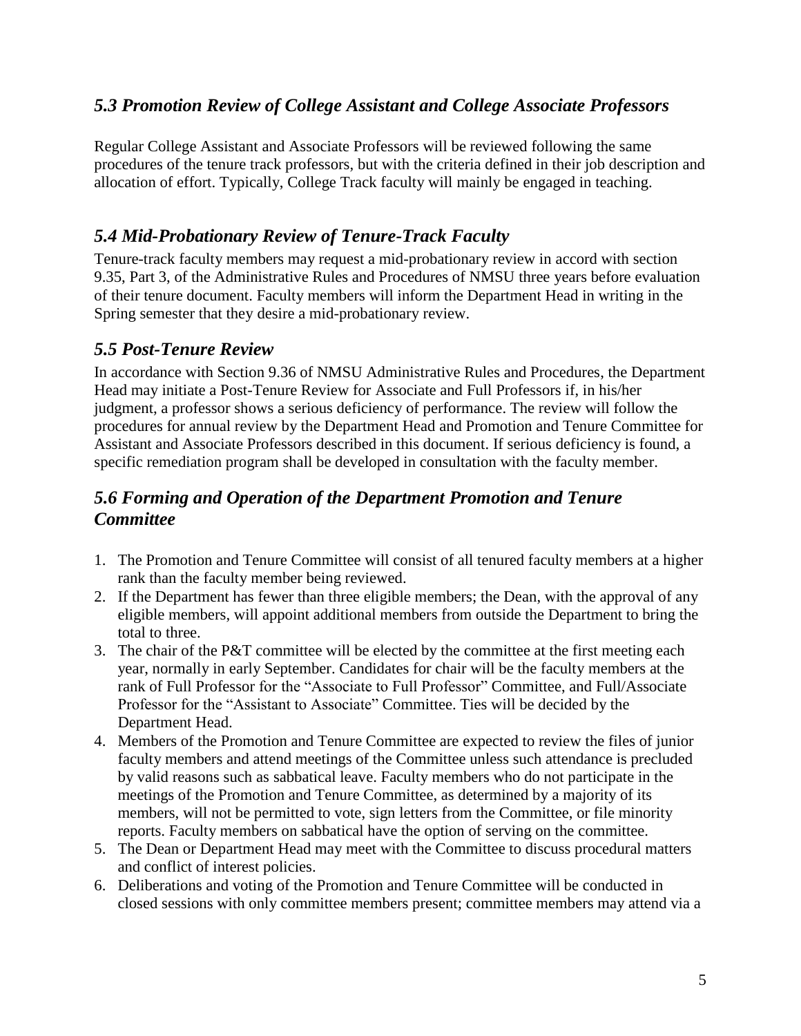## *5.3 Promotion Review of College Assistant and College Associate Professors*

Regular College Assistant and Associate Professors will be reviewed following the same procedures of the tenure track professors, but with the criteria defined in their job description and allocation of effort. Typically, College Track faculty will mainly be engaged in teaching.

## *5.4 Mid-Probationary Review of Tenure-Track Faculty*

Tenure-track faculty members may request a mid-probationary review in accord with section 9.35, Part 3, of the Administrative Rules and Procedures of NMSU three years before evaluation of their tenure document. Faculty members will inform the Department Head in writing in the Spring semester that they desire a mid-probationary review.

## *5.5 Post-Tenure Review*

In accordance with Section 9.36 of NMSU Administrative Rules and Procedures, the Department Head may initiate a Post-Tenure Review for Associate and Full Professors if, in his/her judgment, a professor shows a serious deficiency of performance. The review will follow the procedures for annual review by the Department Head and Promotion and Tenure Committee for Assistant and Associate Professors described in this document. If serious deficiency is found, a specific remediation program shall be developed in consultation with the faculty member.

## *5.6 Forming and Operation of the Department Promotion and Tenure Committee*

1. The Promotion and Tenure Committee will consist of all tenured faculty members at a higher rank than the faculty member being reviewed.
2. If the Department has fewer than three eligible members; the Dean, with the approval of any eligible members, will appoint additional members from outside the Department to bring the total to three.
3. The chair of the P&T committee will be elected by the committee at the first meeting each year, normally in early September. Candidates for chair will be the faculty members at the rank of Full Professor for the "Associate to Full Professor" Committee, and Full/Associate Professor for the "Assistant to Associate" Committee. Ties will be decided by the Department Head.
4. Members of the Promotion and Tenure Committee are expected to review the files of junior faculty members and attend meetings of the Committee unless such attendance is precluded by valid reasons such as sabbatical leave. Faculty members who do not participate in the meetings of the Promotion and Tenure Committee, as determined by a majority of its members, will not be permitted to vote, sign letters from the Committee, or file minority reports. Faculty members on sabbatical have the option of serving on the committee.
5. The Dean or Department Head may meet with the Committee to discuss procedural matters and conflict of interest policies.
6. Deliberations and voting of the Promotion and Tenure Committee will be conducted in closed sessions with only committee members present; committee members may attend via a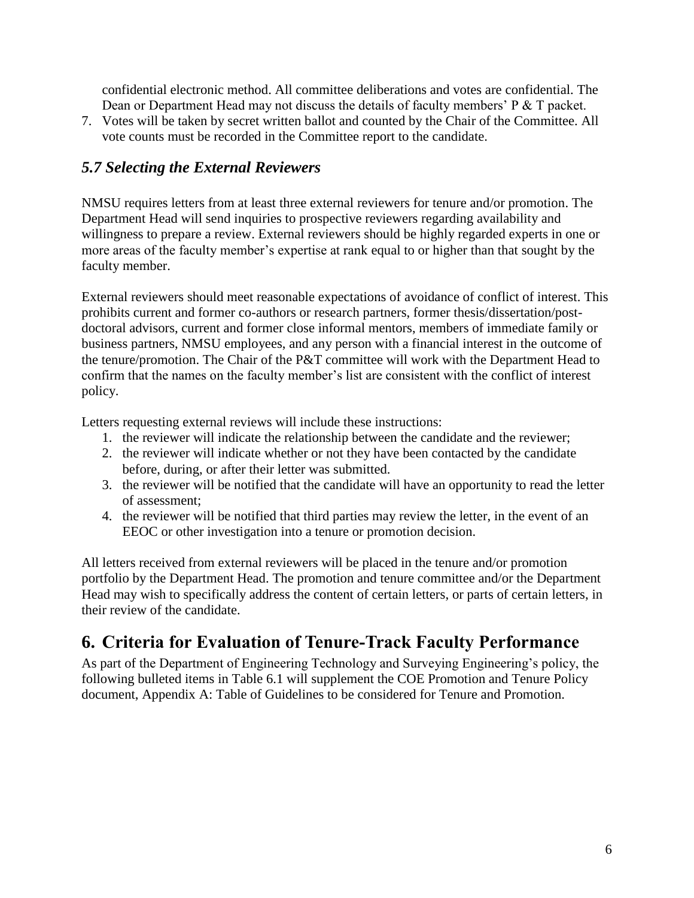confidential electronic method. All committee deliberations and votes are confidential. The Dean or Department Head may not discuss the details of faculty members' P & T packet.

7. Votes will be taken by secret written ballot and counted by the Chair of the Committee. All vote counts must be recorded in the Committee report to the candidate.

### *5.7 Selecting the External Reviewers*

NMSU requires letters from at least three external reviewers for tenure and/or promotion. The Department Head will send inquiries to prospective reviewers regarding availability and willingness to prepare a review. External reviewers should be highly regarded experts in one or more areas of the faculty member's expertise at rank equal to or higher than that sought by the faculty member.

External reviewers should meet reasonable expectations of avoidance of conflict of interest. This prohibits current and former co-authors or research partners, former thesis/dissertation/post-doctoral advisors, current and former close informal mentors, members of immediate family or business partners, NMSU employees, and any person with a financial interest in the outcome of the tenure/promotion. The Chair of the P&T committee will work with the Department Head to confirm that the names on the faculty member's list are consistent with the conflict of interest policy.

Letters requesting external reviews will include these instructions:

1. the reviewer will indicate the relationship between the candidate and the reviewer;
2. the reviewer will indicate whether or not they have been contacted by the candidate before, during, or after their letter was submitted.
3. the reviewer will be notified that the candidate will have an opportunity to read the letter of assessment;
4. the reviewer will be notified that third parties may review the letter, in the event of an EEOC or other investigation into a tenure or promotion decision.

All letters received from external reviewers will be placed in the tenure and/or promotion portfolio by the Department Head. The promotion and tenure committee and/or the Department Head may wish to specifically address the content of certain letters, or parts of certain letters, in their review of the candidate.

## 6. Criteria for Evaluation of Tenure-Track Faculty Performance

As part of the Department of Engineering Technology and Surveying Engineering's policy, the following bulleted items in Table 6.1 will supplement the COE Promotion and Tenure Policy document, Appendix A: Table of Guidelines to be considered for Tenure and Promotion.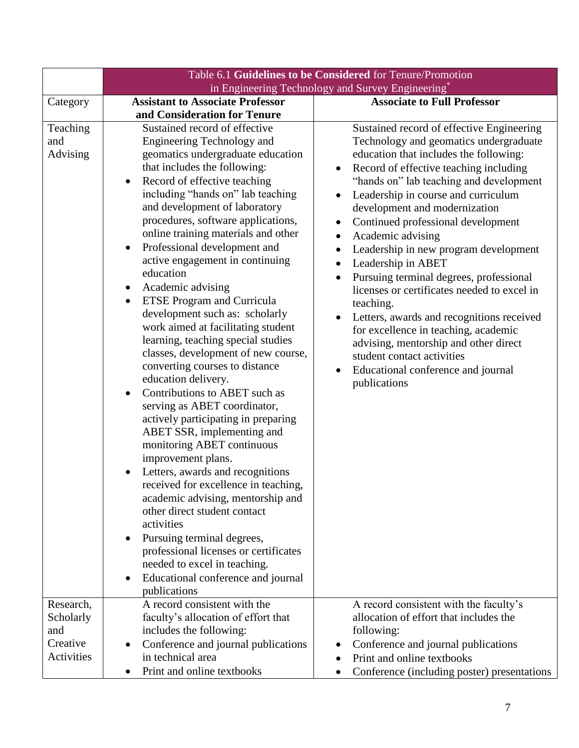| | Table 6.1 **Guidelines to be Considered** for Tenure/Promotion in Engineering Technology and Survey Engineering* | |
|---|---|---|
| Category | **Assistant to Associate Professor and Consideration for Tenure** | **Associate to Full Professor** |
| Teaching and Advising | Sustained record of effective Engineering Technology and geomatics undergraduate education that includes the following:<br>• Record of effective teaching including "hands on" lab teaching and development of laboratory procedures, software applications, online training materials and other<br>• Professional development and active engagement in continuing education<br>• Academic advising<br>• ETSE Program and Curricula development such as: scholarly work aimed at facilitating student learning, teaching special studies classes, development of new course, converting courses to distance education delivery.<br>• Contributions to ABET such as serving as ABET coordinator, actively participating in preparing ABET SSR, implementing and monitoring ABET continuous improvement plans.<br>• Letters, awards and recognitions received for excellence in teaching, academic advising, mentorship and other direct student contact activities<br>• Pursuing terminal degrees, professional licenses or certificates needed to excel in teaching.<br>• Educational conference and journal publications | Sustained record of effective Engineering Technology and geomatics undergraduate education that includes the following:<br>• Record of effective teaching including "hands on" lab teaching and development<br>• Leadership in course and curriculum development and modernization<br>• Continued professional development<br>• Academic advising<br>• Leadership in new program development<br>• Leadership in ABET<br>• Pursuing terminal degrees, professional licenses or certificates needed to excel in teaching.<br>• Letters, awards and recognitions received for excellence in teaching, academic advising, mentorship and other direct student contact activities<br>• Educational conference and journal publications |
| Research, Scholarly and Creative Activities | A record consistent with the faculty's allocation of effort that includes the following:<br>• Conference and journal publications in technical area<br>• Print and online textbooks | A record consistent with the faculty's allocation of effort that includes the following:<br>• Conference and journal publications<br>• Print and online textbooks<br>• Conference (including poster) presentations |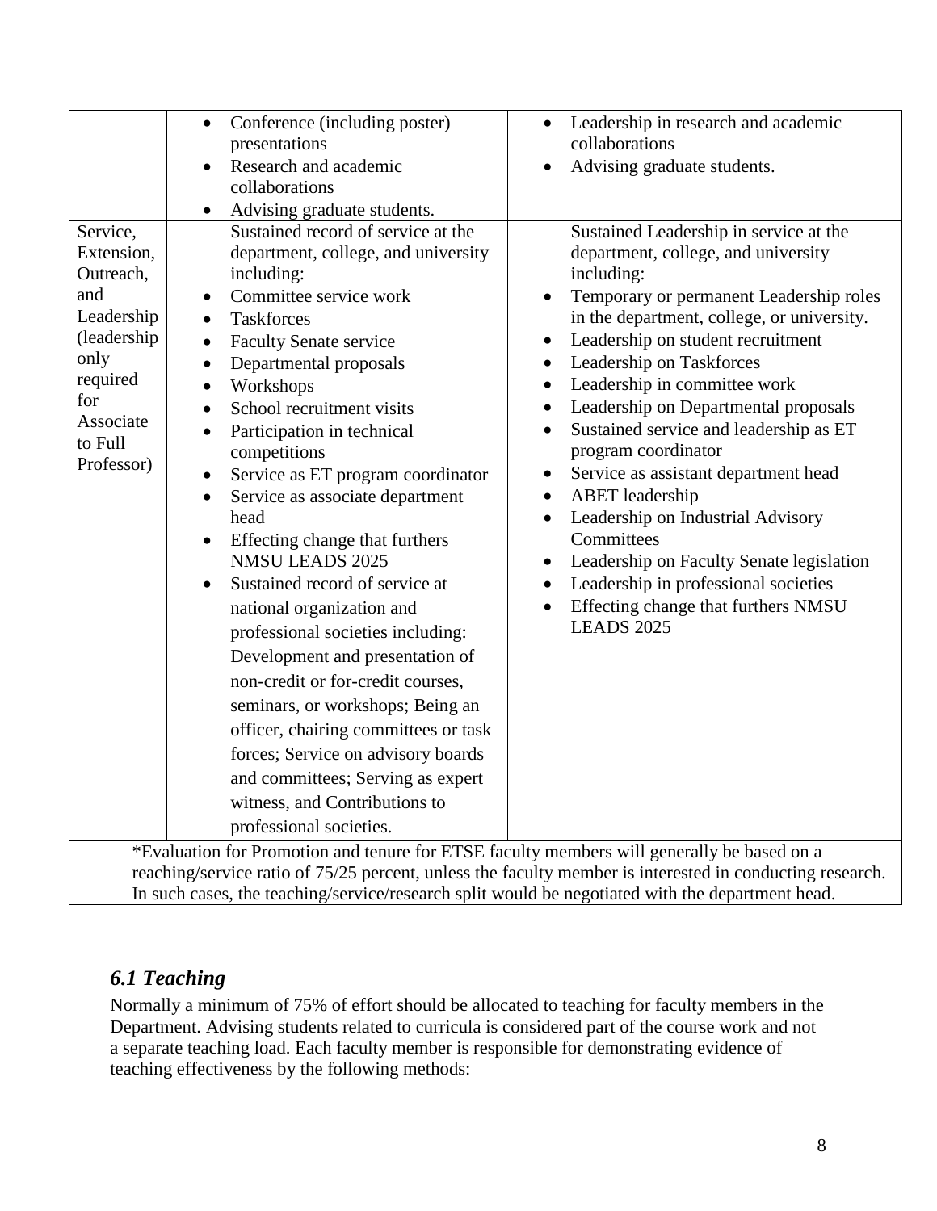| | | |
|---|---|---|
| | • Conference (including poster) presentations<br>• Research and academic collaborations<br>• Advising graduate students. | • Leadership in research and academic collaborations<br>• Advising graduate students. |
| Service, Extension, Outreach, and Leadership (leadership only required for Associate to Full Professor) | Sustained record of service at the department, college, and university including:<br>• Committee service work<br>• Taskforces<br>• Faculty Senate service<br>• Departmental proposals<br>• Workshops<br>• School recruitment visits<br>• Participation in technical competitions<br>• Service as ET program coordinator<br>• Service as associate department head<br>• Effecting change that furthers NMSU LEADS 2025<br>• Sustained record of service at national organization and professional societies including: Development and presentation of non-credit or for-credit courses, seminars, or workshops; Being an officer, chairing committees or task forces; Service on advisory boards and committees; Serving as expert witness, and Contributions to professional societies. | Sustained Leadership in service at the department, college, and university including:<br>• Temporary or permanent Leadership roles in the department, college, or university.<br>• Leadership on student recruitment<br>• Leadership on Taskforces<br>• Leadership in committee work<br>• Leadership on Departmental proposals<br>• Sustained service and leadership as ET program coordinator<br>• Service as assistant department head<br>• ABET leadership<br>• Leadership on Industrial Advisory Committees<br>• Leadership on Faculty Senate legislation<br>• Leadership in professional societies<br>• Effecting change that furthers NMSU LEADS 2025 |
| *Evaluation for Promotion and tenure for ETSE faculty members will generally be based on a reaching/service ratio of 75/25 percent, unless the faculty member is interested in conducting research. In such cases, the teaching/service/research split would be negotiated with the department head. | | |

### *6.1 Teaching*

Normally a minimum of 75% of effort should be allocated to teaching for faculty members in the Department. Advising students related to curricula is considered part of the course work and not a separate teaching load. Each faculty member is responsible for demonstrating evidence of teaching effectiveness by the following methods: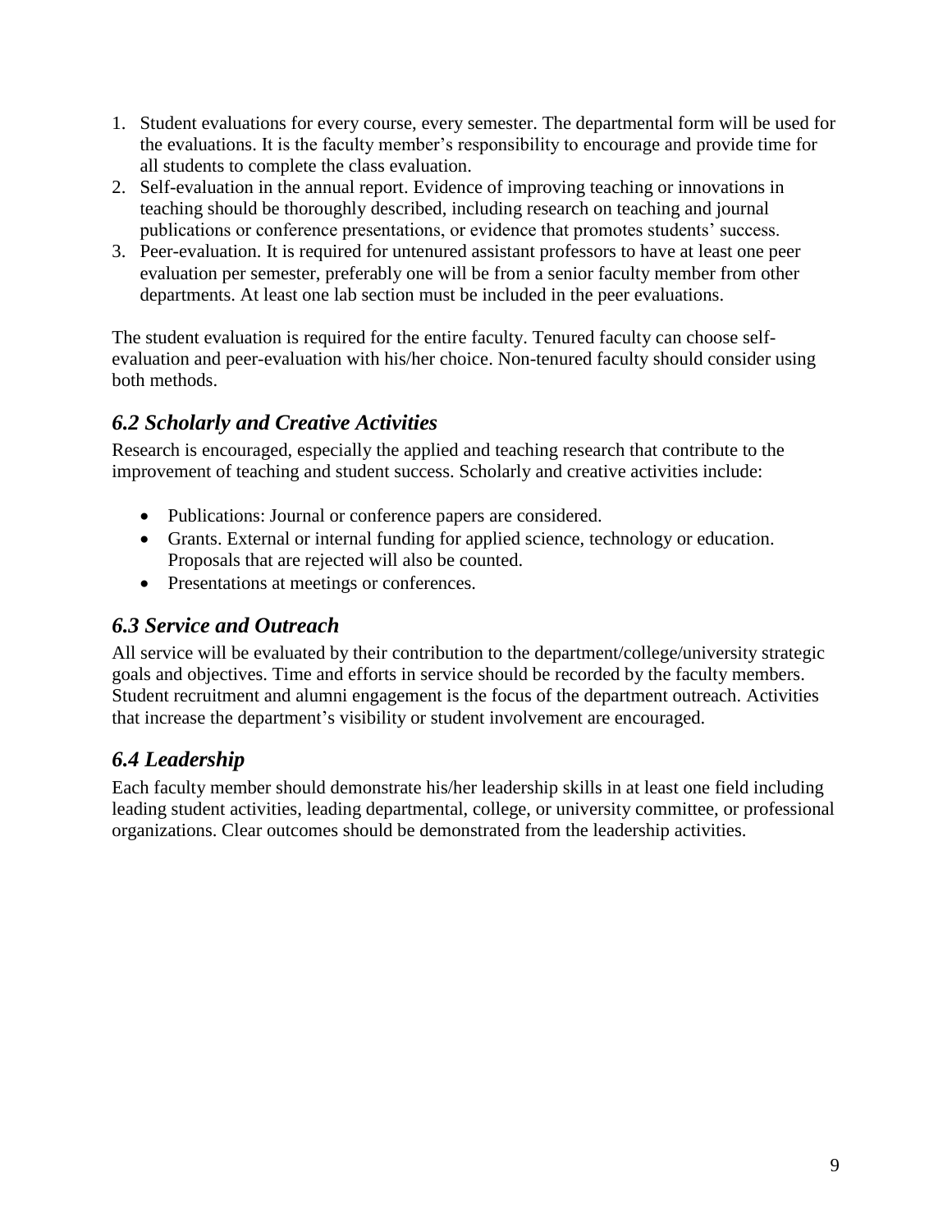1. Student evaluations for every course, every semester. The departmental form will be used for the evaluations. It is the faculty member's responsibility to encourage and provide time for all students to complete the class evaluation.
2. Self-evaluation in the annual report. Evidence of improving teaching or innovations in teaching should be thoroughly described, including research on teaching and journal publications or conference presentations, or evidence that promotes students' success.
3. Peer-evaluation. It is required for untenured assistant professors to have at least one peer evaluation per semester, preferably one will be from a senior faculty member from other departments. At least one lab section must be included in the peer evaluations.

The student evaluation is required for the entire faculty. Tenured faculty can choose self-evaluation and peer-evaluation with his/her choice. Non-tenured faculty should consider using both methods.

## *6.2 Scholarly and Creative Activities*

Research is encouraged, especially the applied and teaching research that contribute to the improvement of teaching and student success. Scholarly and creative activities include:

- Publications: Journal or conference papers are considered.
- Grants. External or internal funding for applied science, technology or education. Proposals that are rejected will also be counted.
- Presentations at meetings or conferences.

## *6.3 Service and Outreach*

All service will be evaluated by their contribution to the department/college/university strategic goals and objectives. Time and efforts in service should be recorded by the faculty members. Student recruitment and alumni engagement is the focus of the department outreach. Activities that increase the department's visibility or student involvement are encouraged.

## *6.4 Leadership*

Each faculty member should demonstrate his/her leadership skills in at least one field including leading student activities, leading departmental, college, or university committee, or professional organizations. Clear outcomes should be demonstrated from the leadership activities.